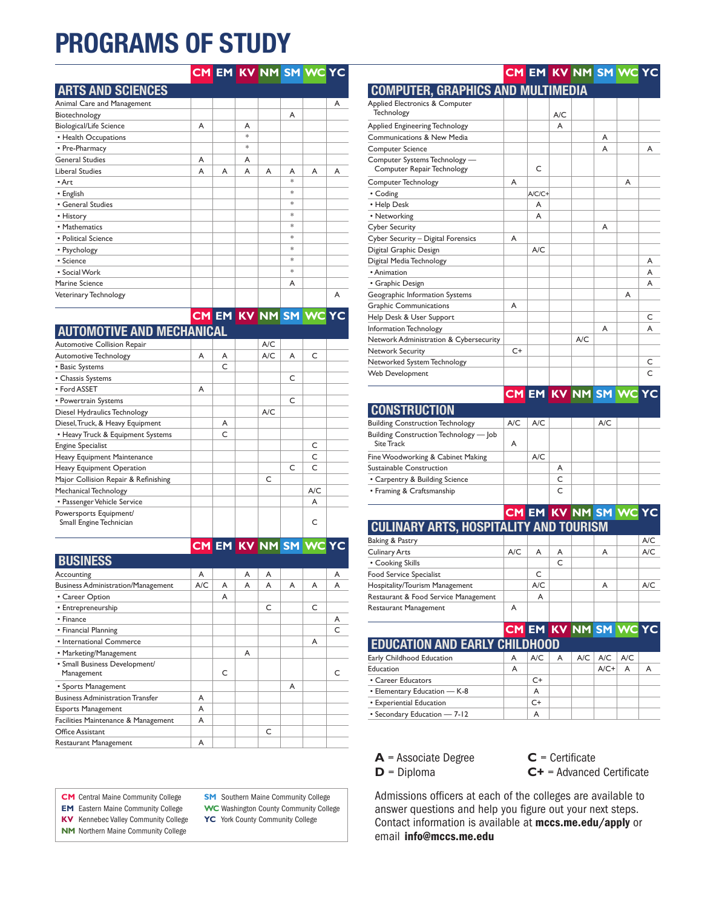# PROGRAMS OF STUDY

## ARTS AND SCIENCES

| | CM | EM | KV | NM | SM | WC | YC |
|---|---|---|---|---|---|---|---|
| Animal Care and Management | | | | | | | A |
| Biotechnology | | | | | A | | |
| Biological/Life Science | A | | A | | | | |
| • Health Occupations | | | * | | | | |
| • Pre-Pharmacy | | | * | | | | |
| General Studies | A | | A | | | | |
| Liberal Studies | A | A | A | A | A | A | A |
| • Art | | | | | * | | |
| • English | | | | | * | | |
| • General Studies | | | | | * | | |
| • History | | | | | * | | |
| • Mathematics | | | | | * | | |
| • Political Science | | | | | * | | |
| • Psychology | | | | | * | | |
| • Science | | | | | * | | |
| • Social Work | | | | | * | | |
| Marine Science | | | | | A | | |
| Veterinary Technology | | | | | | | A |

## AUTOMOTIVE AND MECHANICAL

| | CM | EM | KV | NM | SM | WC | YC |
|---|---|---|---|---|---|---|---|
| Automotive Collision Repair | | | | A/C | | | |
| Automotive Technology | A | A | | A/C | A | C | |
| • Basic Systems | | C | | | | | |
| • Chassis Systems | | | | | C | | |
| • Ford ASSET | A | | | | | | |
| • Powertrain Systems | | | | | C | | |
| Diesel Hydraulics Technology | | | | A/C | | | |
| Diesel, Truck, & Heavy Equipment | | A | | | | | |
| • Heavy Truck & Equipment Systems | | C | | | | | |
| Engine Specialist | | | | | | C | |
| Heavy Equipment Maintenance | | | | | | C | |
| Heavy Equipment Operation | | | | | C | C | |
| Major Collision Repair & Refinishing | | | | C | | | |
| Mechanical Technology | | | | | | A/C | |
| • Passenger Vehicle Service | | | | | | A | |
| Powersports Equipment/ Small Engine Technician | | | | | | C | |

## BUSINESS

| | CM | EM | KV | NM | SM | WC | YC |
|---|---|---|---|---|---|---|---|
| Accounting | A | | A | A | | | A |
| Business Administration/Management | A/C | A | A | A | A | A | A |
| • Career Option | | A | | | | | |
| • Entrepreneurship | | | | C | | C | |
| • Finance | | | | | | | A |
| • Financial Planning | | | | | | | C |
| • International Commerce | | | | | | A | |
| • Marketing/Management | | | A | | | | |
| • Small Business Development/ Management | | C | | | | | C |
| • Sports Management | | | | | A | | |
| Business Administration Transfer | A | | | | | | |
| Esports Management | A | | | | | | |
| Facilities Maintenance & Management | A | | | | | | |
| Office Assistant | | | | C | | | |
| Restaurant Management | A | | | | | | |

## COMPUTER, GRAPHICS AND MULTIMEDIA

| | CM | EM | KV | NM | SM | WC | YC |
|---|---|---|---|---|---|---|---|
| Applied Electronics & Computer Technology | | | A/C | | | | |
| Applied Engineering Technology | | | A | | | | |
| Communications & New Media | | | | | A | | |
| Computer Science | | | | | A | | A |
| Computer Systems Technology — Computer Repair Technology | | C | | | | | |
| Computer Technology | A | | | | | A | |
| • Coding | | A/C/C+ | | | | | |
| • Help Desk | | A | | | | | |
| • Networking | | A | | | | | |
| Cyber Security | | | | | A | | |
| Cyber Security – Digital Forensics | A | | | | | | |
| Digital Graphic Design | | A/C | | | | | |
| Digital Media Technology | | | | | | | A |
| • Animation | | | | | | | A |
| • Graphic Design | | | | | | | A |
| Geographic Information Systems | | | | | | A | |
| Graphic Communications | A | | | | | | |
| Help Desk & User Support | | | | | | | C |
| Information Technology | | | | | A | | A |
| Network Administration & Cybersecurity | | | | A/C | | | |
| Network Security | C+ | | | | | | |
| Networked System Technology | | | | | | | C |
| Web Development | | | | | | | C |

## CONSTRUCTION

| | CM | EM | KV | NM | SM | WC | YC |
|---|---|---|---|---|---|---|---|
| Building Construction Technology | A/C | A/C | | | A/C | | |
| Building Construction Technology — Job Site Track | A | | | | | | |
| Fine Woodworking & Cabinet Making | | A/C | | | | | |
| Sustainable Construction | | | A | | | | |
| • Carpentry & Building Science | | | C | | | | |
| • Framing & Craftsmanship | | | C | | | | |

## CULINARY ARTS, HOSPITALITY AND TOURISM

| | CM | EM | KV | NM | SM | WC | YC |
|---|---|---|---|---|---|---|---|
| Baking & Pastry | | | | | | | A/C |
| Culinary Arts | A/C | A | A | | A | | A/C |
| • Cooking Skills | | | C | | | | |
| Food Service Specialist | | C | | | | | |
| Hospitality/Tourism Management | | A/C | | | A | | A/C |
| Restaurant & Food Service Management | | A | | | | | |
| Restaurant Management | A | | | | | | |

## EDUCATION AND EARLY CHILDHOOD

| | CM | EM | KV | NM | SM | WC | YC |
|---|---|---|---|---|---|---|---|
| Early Childhood Education | A | A/C | A | A/C | A/C | A/C | |
| Education | A | | | | A/C+ | A | A |
| • Career Educators | | C+ | | | | | |
| • Elementary Education — K-8 | | A | | | | | |
| • Experiential Education | | C+ | | | | | |
| • Secondary Education — 7-12 | | A | | | | | |

**A** = Associate Degree
**D** = Diploma
**C** = Certificate
**C+** = Advanced Certificate

**CM** Central Maine Community College
**EM** Eastern Maine Community College
**KV** Kennebec Valley Community College
**NM** Northern Maine Community College
**SM** Southern Maine Community College
**WC** Washington County Community College
**YC** York County Community College

Admissions officers at each of the colleges are available to answer questions and help you figure out your next steps. Contact information is available at **mccs.me.edu/apply** or email **info@mccs.me.edu**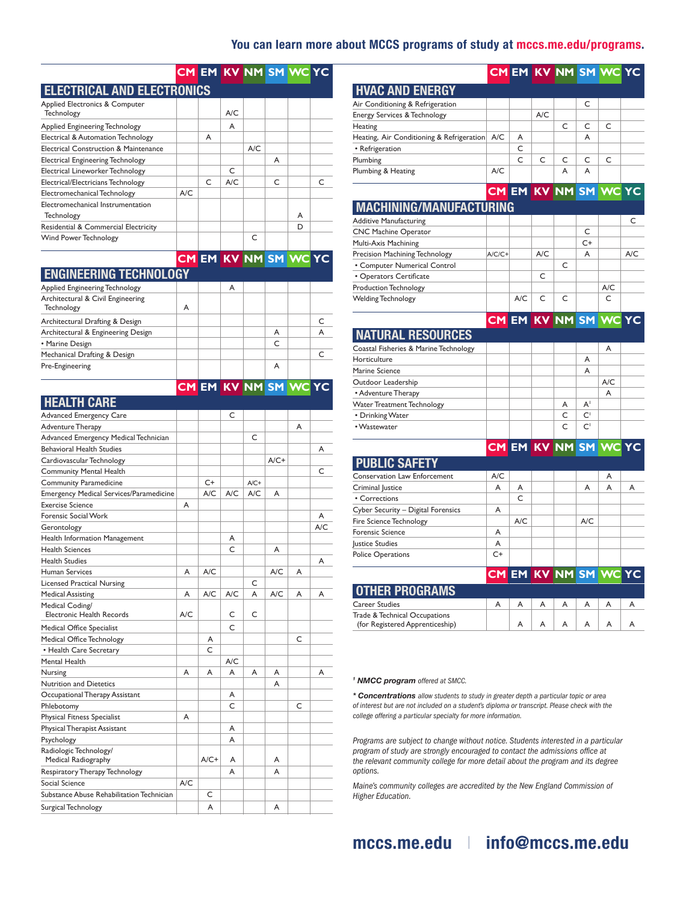You can learn more about MCCS programs of study at mccs.me.edu/programs.

## ELECTRICAL AND ELECTRONICS

| | CM | EM | KV | NM | SM | WC | YC |
|---|---|---|---|---|---|---|---|
| Applied Electronics & Computer Technology | | | A/C | | | | |
| Applied Engineering Technology | | | A | | | | |
| Electrical & Automation Technology | | A | | | | | |
| Electrical Construction & Maintenance | | | | A/C | | | |
| Electrical Engineering Technology | | | | | A | | |
| Electrical Lineworker Technology | | | C | | | | |
| Electrical/Electricians Technology | | C | A/C | | C | | C |
| Electromechanical Technology | A/C | | | | | | |
| Electromechanical Instrumentation Technology | | | | | | A | |
| Residential & Commercial Electricity | | | | | | D | |
| Wind Power Technology | | | | C | | | |

## ENGINEERING TECHNOLOGY

| | CM | EM | KV | NM | SM | WC | YC |
|---|---|---|---|---|---|---|---|
| Applied Engineering Technology | | | A | | | | |
| Architectural & Civil Engineering Technology | A | | | | | | |
| Architectural Drafting & Design | | | | | | | C |
| Architectural & Engineering Design | | | | | A | | A |
| • Marine Design | | | | | C | | |
| Mechanical Drafting & Design | | | | | | | C |
| Pre-Engineering | | | | | A | | |

## HEALTH CARE

| | CM | EM | KV | NM | SM | WC | YC |
|---|---|---|---|---|---|---|---|
| Advanced Emergency Care | | | C | | | | |
| Adventure Therapy | | | | | | A | |
| Advanced Emergency Medical Technician | | | | C | | | |
| Behavioral Health Studies | | | | | | | A |
| Cardiovascular Technology | | | | | A/C+ | | |
| Community Mental Health | | | | | | | C |
| Community Paramedicine | | C+ | | A/C+ | | | |
| Emergency Medical Services/Paramedicine | | A/C | A/C | A/C | A | | |
| Exercise Science | A | | | | | | |
| Forensic Social Work | | | | | | | A |
| Gerontology | | | | | | | A/C |
| Health Information Management | | | A | | | | |
| Health Sciences | | | C | | A | | |
| Health Studies | | | | | | | A |
| Human Services | A | A/C | | | A/C | A | |
| Licensed Practical Nursing | | | | C | | | |
| Medical Assisting | A | A/C | A/C | A | A/C | A | A |
| Medical Coding/ Electronic Health Records | A/C | | C | C | | | |
| Medical Office Specialist | | | C | | | | |
| Medical Office Technology | | A | | | | C | |
| • Health Care Secretary | | C | | | | | |
| Mental Health | | | A/C | | | | |
| Nursing | A | A | A | A | A | | A |
| Nutrition and Dietetics | | | | | A | | |
| Occupational Therapy Assistant | | | A | | | | |
| Phlebotomy | | | C | | | C | |
| Physical Fitness Specialist | A | | | | | | |
| Physical Therapist Assistant | | | A | | | | |
| Psychology | | | A | | | | |
| Radiologic Technology/ Medical Radiography | | A/C+ | A | | A | | |
| Respiratory Therapy Technology | | | A | | A | | |
| Social Science | A/C | | | | | | |
| Substance Abuse Rehabilitation Technician | | C | | | | | |
| Surgical Technology | | A | | | A | | |

## HVAC AND ENERGY

| | CM | EM | KV | NM | SM | WC | YC |
|---|---|---|---|---|---|---|---|
| Air Conditioning & Refrigeration | | | | | C | | |
| Energy Services & Technology | | | A/C | | | | |
| Heating | | | | C | C | C | |
| Heating, Air Conditioning & Refrigeration | A/C | A | | | A | | |
| • Refrigeration | | C | | | | | |
| Plumbing | | C | C | C | C | C | |
| Plumbing & Heating | A/C | | | A | A | | |

## MACHINING/MANUFACTURING

| | CM | EM | KV | NM | SM | WC | YC |
|---|---|---|---|---|---|---|---|
| Additive Manufacturing | | | | | | | C |
| CNC Machine Operator | | | | | C | | |
| Multi-Axis Machining | | | | | C+ | | |
| Precision Machining Technology | A/C/C+ | | A/C | | A | | A/C |
| • Computer Numerical Control | | | | C | | | |
| • Operators Certificate | | | C | | | | |
| Production Technology | | | | | | A/C | |
| Welding Technology | | A/C | C | C | | C | |

## NATURAL RESOURCES

| | CM | EM | KV | NM | SM | WC | YC |
|---|---|---|---|---|---|---|---|
| Coastal Fisheries & Marine Technology | | | | | | A | |
| Horticulture | | | | | A | | |
| Marine Science | | | | | A | | |
| Outdoor Leadership | | | | | | A/C | |
| • Adventure Therapy | | | | | | A | |
| Water Treatment Technology | | | | A | A[1] | | |
| • Drinking Water | | | | C | C[1] | | |
| • Wastewater | | | | C | C[1] | | |

## PUBLIC SAFETY

| | CM | EM | KV | NM | SM | WC | YC |
|---|---|---|---|---|---|---|---|
| Conservation Law Enforcement | A/C | | | | | A | |
| Criminal Justice | A | A | | | A | A | A |
| • Corrections | | C | | | | | |
| Cyber Security – Digital Forensics | A | | | | | | |
| Fire Science Technology | | A/C | | | A/C | | |
| Forensic Science | A | | | | | | |
| Justice Studies | A | | | | | | |
| Police Operations | C+ | | | | | | |

## OTHER PROGRAMS

| | CM | EM | KV | NM | SM | WC | YC |
|---|---|---|---|---|---|---|---|
| Career Studies | A | A | A | A | A | A | A |
| Trade & Technical Occupations (for Registered Apprenticeship) | | A | A | A | A | A | A |

[1] ***NMCC program*** *offered at SMCC.*

*** **Concentrations*** *allow students to study in greater depth a particular topic or area of interest but are not included on a student's diploma or transcript. Please check with the college offering a particular specialty for more information.*

*Programs are subject to change without notice. Students interested in a particular program of study are strongly encouraged to contact the admissions office at the relevant community college for more detail about the program and its degree options.*

*Maine's community colleges are accredited by the New England Commission of Higher Education.*

**mccs.me.edu | info@mccs.me.edu**